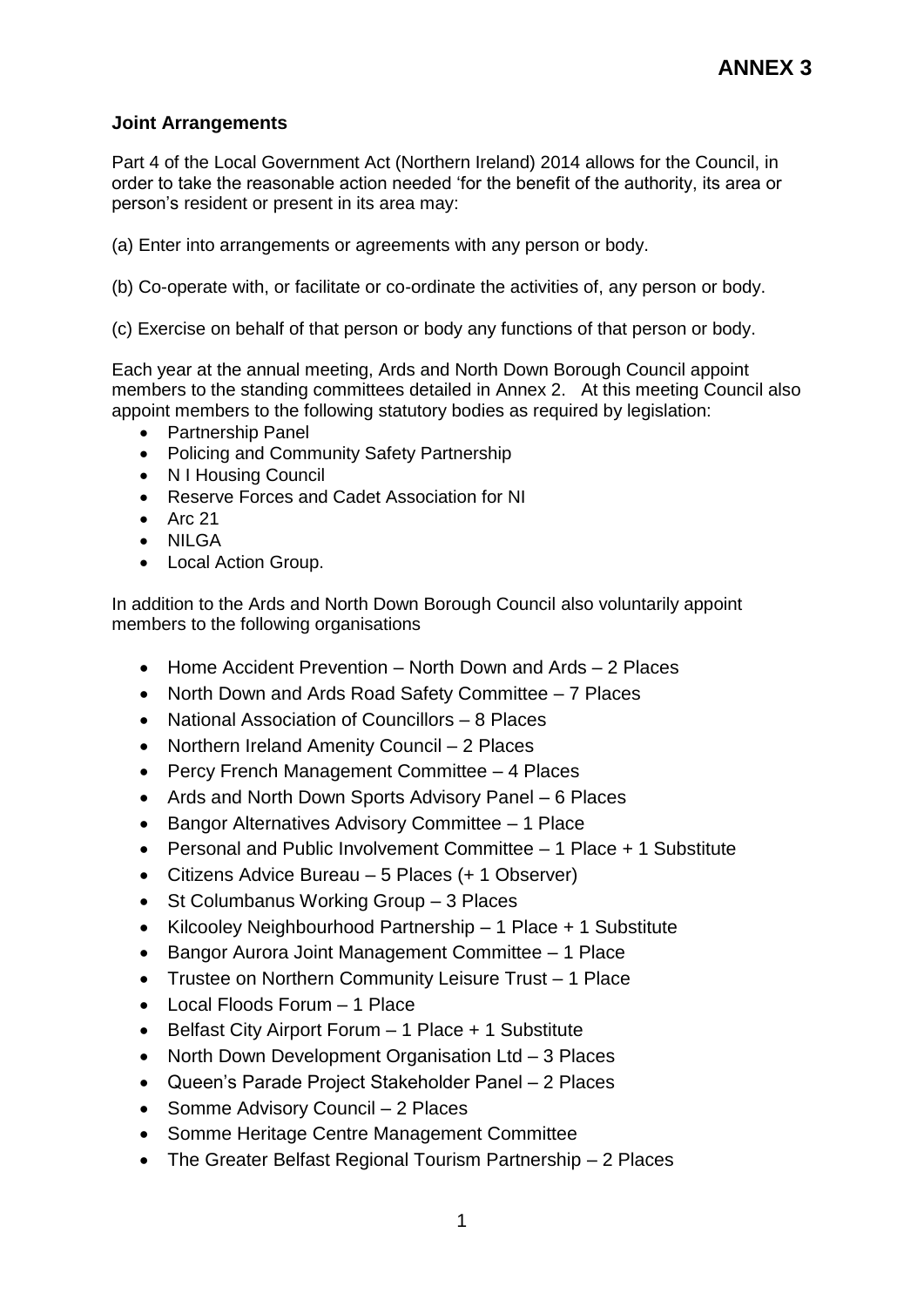# ANNEX 3

**Joint Arrangements**

Part 4 of the Local Government Act (Northern Ireland) 2014 allows for the Council, in order to take the reasonable action needed 'for the benefit of the authority, its area or person's resident or present in its area may:

(a) Enter into arrangements or agreements with any person or body.

(b) Co-operate with, or facilitate or co-ordinate the activities of, any person or body.

(c) Exercise on behalf of that person or body any functions of that person or body.

Each year at the annual meeting, Ards and North Down Borough Council appoint members to the standing committees detailed in Annex 2. At this meeting Council also appoint members to the following statutory bodies as required by legislation:

- Partnership Panel
- Policing and Community Safety Partnership
- N I Housing Council
- Reserve Forces and Cadet Association for NI
- Arc 21
- NILGA
- Local Action Group.

In addition to the Ards and North Down Borough Council also voluntarily appoint members to the following organisations

- Home Accident Prevention – North Down and Ards – 2 Places
- North Down and Ards Road Safety Committee – 7 Places
- National Association of Councillors – 8 Places
- Northern Ireland Amenity Council – 2 Places
- Percy French Management Committee – 4 Places
- Ards and North Down Sports Advisory Panel – 6 Places
- Bangor Alternatives Advisory Committee – 1 Place
- Personal and Public Involvement Committee – 1 Place + 1 Substitute
- Citizens Advice Bureau – 5 Places (+ 1 Observer)
- St Columbanus Working Group – 3 Places
- Kilcooley Neighbourhood Partnership – 1 Place + 1 Substitute
- Bangor Aurora Joint Management Committee – 1 Place
- Trustee on Northern Community Leisure Trust – 1 Place
- Local Floods Forum – 1 Place
- Belfast City Airport Forum – 1 Place + 1 Substitute
- North Down Development Organisation Ltd – 3 Places
- Queen's Parade Project Stakeholder Panel – 2 Places
- Somme Advisory Council – 2 Places
- Somme Heritage Centre Management Committee
- The Greater Belfast Regional Tourism Partnership – 2 Places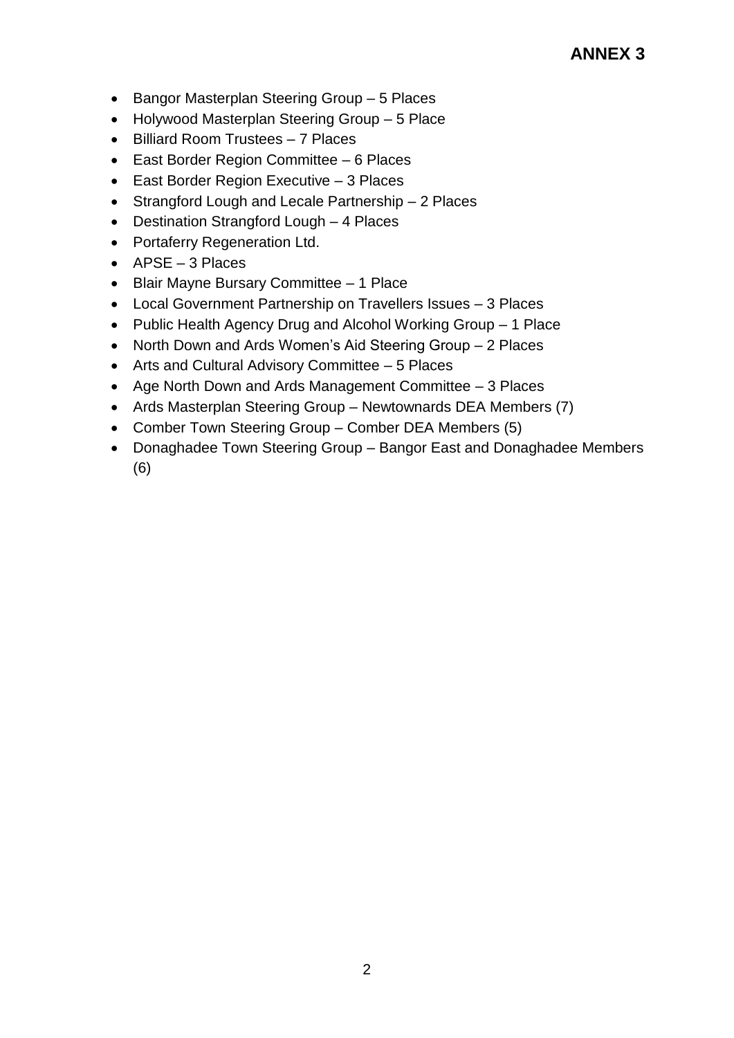**ANNEX 3**

- Bangor Masterplan Steering Group – 5 Places
- Holywood Masterplan Steering Group – 5 Place
- Billiard Room Trustees – 7 Places
- East Border Region Committee – 6 Places
- East Border Region Executive – 3 Places
- Strangford Lough and Lecale Partnership – 2 Places
- Destination Strangford Lough – 4 Places
- Portaferry Regeneration Ltd.
- APSE – 3 Places
- Blair Mayne Bursary Committee – 1 Place
- Local Government Partnership on Travellers Issues – 3 Places
- Public Health Agency Drug and Alcohol Working Group – 1 Place
- North Down and Ards Women's Aid Steering Group – 2 Places
- Arts and Cultural Advisory Committee – 5 Places
- Age North Down and Ards Management Committee – 3 Places
- Ards Masterplan Steering Group – Newtownards DEA Members (7)
- Comber Town Steering Group – Comber DEA Members (5)
- Donaghadee Town Steering Group – Bangor East and Donaghadee Members (6)